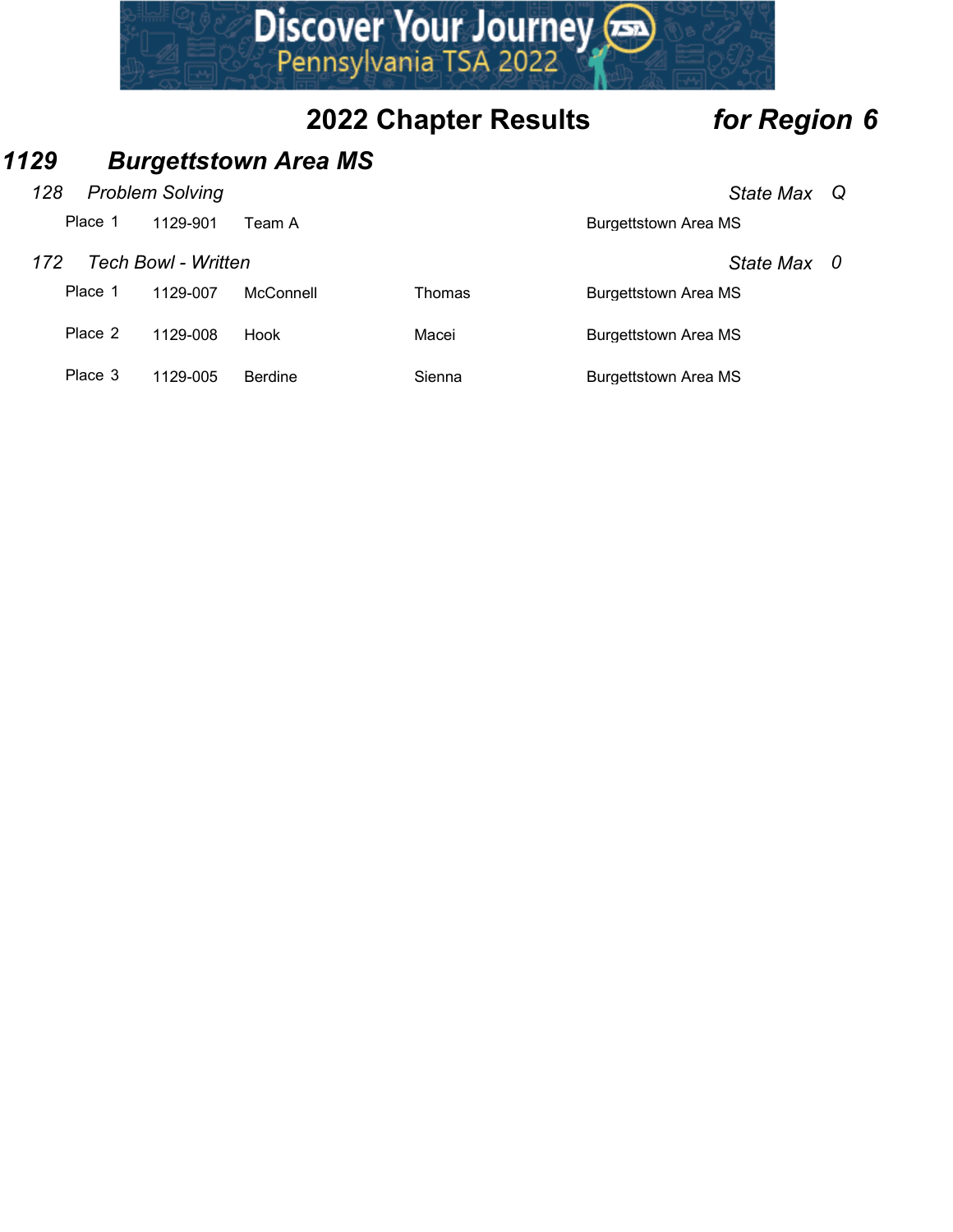# 2022 Chapter Results *for Region 6*

## *1129 Burgettstown Area MS*

### *128 Problem Solving* — *State Max Q*

| Place | ID | Name | | School |
|---|---|---|---|---|
| Place 1 | 1129-901 | Team A | | Burgettstown Area MS |

### *172 Tech Bowl - Written* — *State Max 0*

| Place | ID | Last Name | First Name | School |
|---|---|---|---|---|
| Place 1 | 1129-007 | McConnell | Thomas | Burgettstown Area MS |
| Place 2 | 1129-008 | Hook | Macei | Burgettstown Area MS |
| Place 3 | 1129-005 | Berdine | Sienna | Burgettstown Area MS |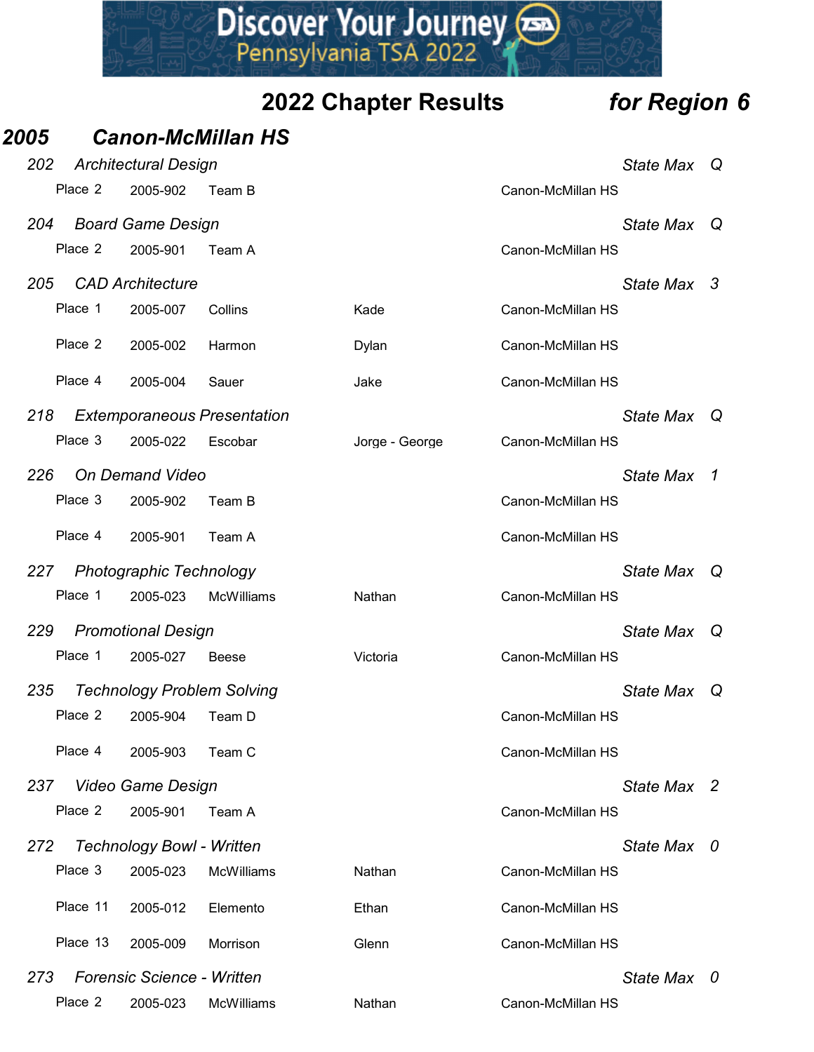# 2022 Chapter Results *for Region 6*

## *2005 Canon-McMillan HS*

### *202 Architectural Design* — *State Max Q*

| Place | ID | Last | First | School |
|---|---|---|---|---|
| Place 2 | 2005-902 | Team B | | Canon-McMillan HS |

### *204 Board Game Design* — *State Max Q*

| Place | ID | Last | First | School |
|---|---|---|---|---|
| Place 2 | 2005-901 | Team A | | Canon-McMillan HS |

### *205 CAD Architecture* — *State Max 3*

| Place | ID | Last | First | School |
|---|---|---|---|---|
| Place 1 | 2005-007 | Collins | Kade | Canon-McMillan HS |
| Place 2 | 2005-002 | Harmon | Dylan | Canon-McMillan HS |
| Place 4 | 2005-004 | Sauer | Jake | Canon-McMillan HS |

### *218 Extemporaneous Presentation* — *State Max Q*

| Place | ID | Last | First | School |
|---|---|---|---|---|
| Place 3 | 2005-022 | Escobar | Jorge - George | Canon-McMillan HS |

### *226 On Demand Video* — *State Max 1*

| Place | ID | Last | First | School |
|---|---|---|---|---|
| Place 3 | 2005-902 | Team B | | Canon-McMillan HS |
| Place 4 | 2005-901 | Team A | | Canon-McMillan HS |

### *227 Photographic Technology* — *State Max Q*

| Place | ID | Last | First | School |
|---|---|---|---|---|
| Place 1 | 2005-023 | McWilliams | Nathan | Canon-McMillan HS |

### *229 Promotional Design* — *State Max Q*

| Place | ID | Last | First | School |
|---|---|---|---|---|
| Place 1 | 2005-027 | Beese | Victoria | Canon-McMillan HS |

### *235 Technology Problem Solving* — *State Max Q*

| Place | ID | Last | First | School |
|---|---|---|---|---|
| Place 2 | 2005-904 | Team D | | Canon-McMillan HS |
| Place 4 | 2005-903 | Team C | | Canon-McMillan HS |

### *237 Video Game Design* — *State Max 2*

| Place | ID | Last | First | School |
|---|---|---|---|---|
| Place 2 | 2005-901 | Team A | | Canon-McMillan HS |

### *272 Technology Bowl - Written* — *State Max 0*

| Place | ID | Last | First | School |
|---|---|---|---|---|
| Place 3 | 2005-023 | McWilliams | Nathan | Canon-McMillan HS |
| Place 11 | 2005-012 | Elemento | Ethan | Canon-McMillan HS |
| Place 13 | 2005-009 | Morrison | Glenn | Canon-McMillan HS |

### *273 Forensic Science - Written* — *State Max 0*

| Place | ID | Last | First | School |
|---|---|---|---|---|
| Place 2 | 2005-023 | McWilliams | Nathan | Canon-McMillan HS |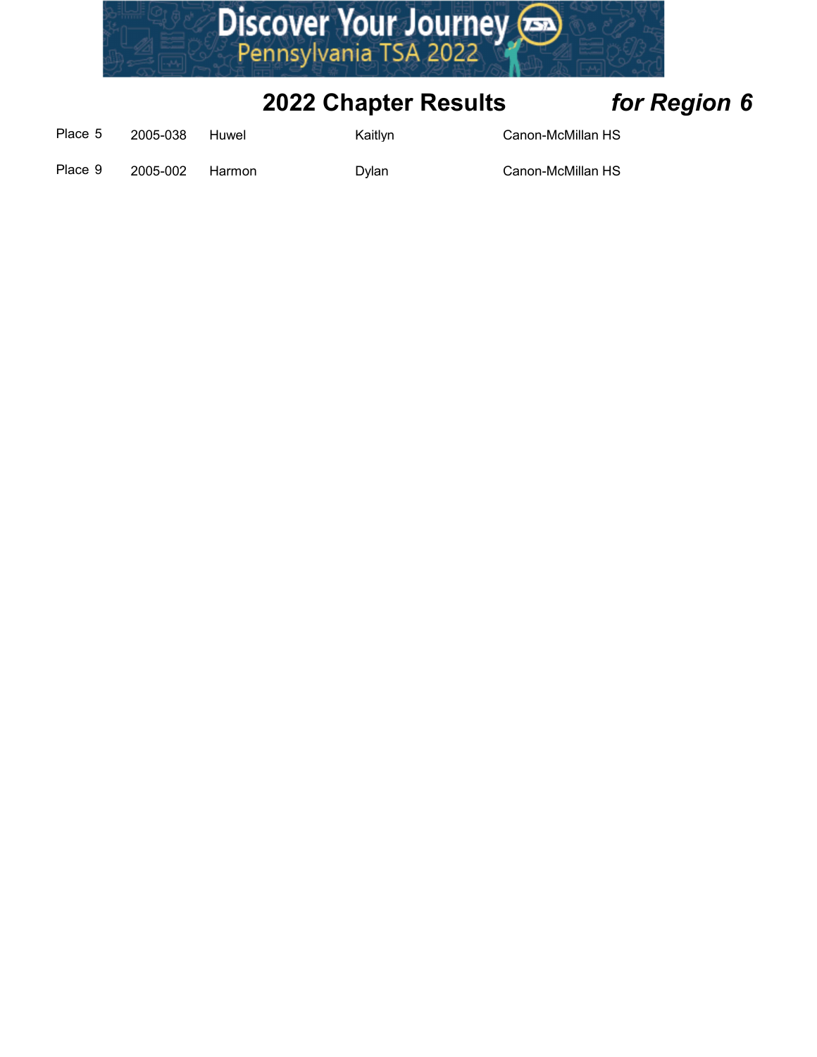## 2022 Chapter Results *for Region 6*

| | | | | |
|---|---|---|---|---|
| Place 5 | 2005-038 | Huwel | Kaitlyn | Canon-McMillan HS |
| Place 9 | 2005-002 | Harmon | Dylan | Canon-McMillan HS |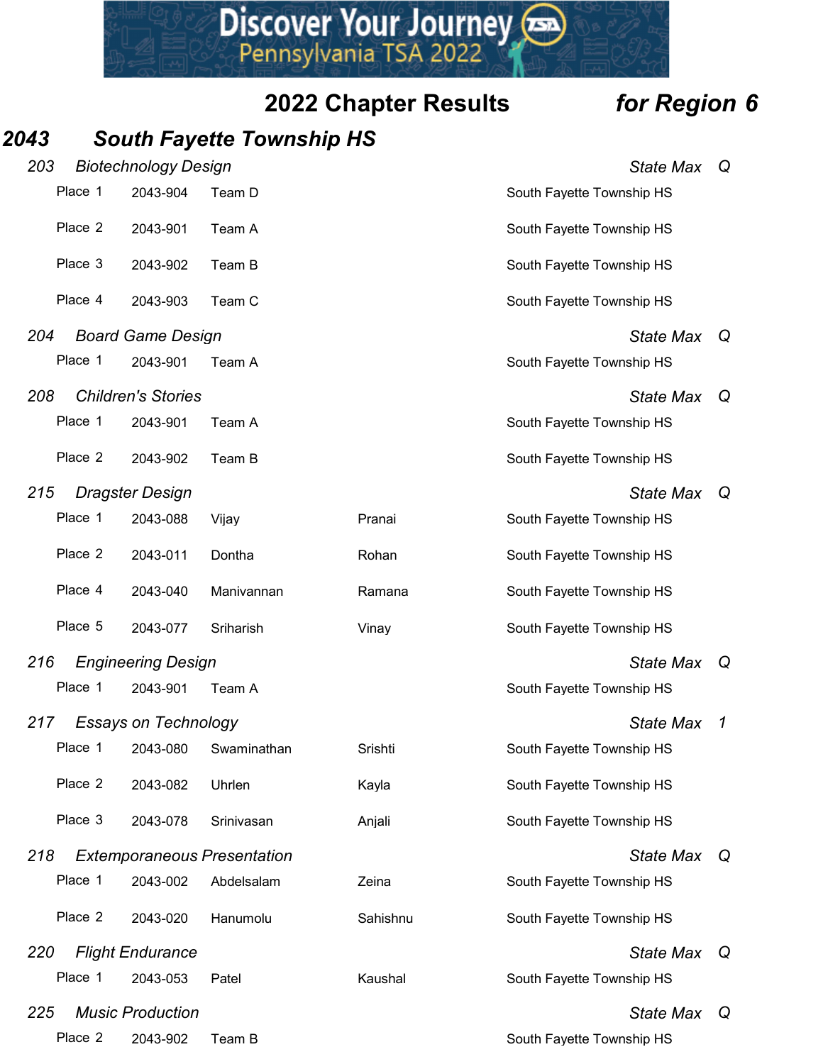Discover Your Journey
Pennsylvania TSA 2022

## 2022 Chapter Results *for Region 6*

## *2043 South Fayette Township HS*

### *203 Biotechnology Design* — *State Max Q*

| Place | ID | Name | | School |
|---|---|---|---|---|
| Place 1 | 2043-904 | Team D | | South Fayette Township HS |
| Place 2 | 2043-901 | Team A | | South Fayette Township HS |
| Place 3 | 2043-902 | Team B | | South Fayette Township HS |
| Place 4 | 2043-903 | Team C | | South Fayette Township HS |

### *204 Board Game Design* — *State Max Q*

| Place | ID | Name | | School |
|---|---|---|---|---|
| Place 1 | 2043-901 | Team A | | South Fayette Township HS |

### *208 Children's Stories* — *State Max Q*

| Place | ID | Name | | School |
|---|---|---|---|---|
| Place 1 | 2043-901 | Team A | | South Fayette Township HS |
| Place 2 | 2043-902 | Team B | | South Fayette Township HS |

### *215 Dragster Design* — *State Max Q*

| Place | ID | Last Name | First Name | School |
|---|---|---|---|---|
| Place 1 | 2043-088 | Vijay | Pranai | South Fayette Township HS |
| Place 2 | 2043-011 | Dontha | Rohan | South Fayette Township HS |
| Place 4 | 2043-040 | Manivannan | Ramana | South Fayette Township HS |
| Place 5 | 2043-077 | Sriharish | Vinay | South Fayette Township HS |

### *216 Engineering Design* — *State Max Q*

| Place | ID | Name | | School |
|---|---|---|---|---|
| Place 1 | 2043-901 | Team A | | South Fayette Township HS |

### *217 Essays on Technology* — *State Max 1*

| Place | ID | Last Name | First Name | School |
|---|---|---|---|---|
| Place 1 | 2043-080 | Swaminathan | Srishti | South Fayette Township HS |
| Place 2 | 2043-082 | Uhrlen | Kayla | South Fayette Township HS |
| Place 3 | 2043-078 | Srinivasan | Anjali | South Fayette Township HS |

### *218 Extemporaneous Presentation* — *State Max Q*

| Place | ID | Last Name | First Name | School |
|---|---|---|---|---|
| Place 1 | 2043-002 | Abdelsalam | Zeina | South Fayette Township HS |
| Place 2 | 2043-020 | Hanumolu | Sahishnu | South Fayette Township HS |

### *220 Flight Endurance* — *State Max Q*

| Place | ID | Last Name | First Name | School |
|---|---|---|---|---|
| Place 1 | 2043-053 | Patel | Kaushal | South Fayette Township HS |

### *225 Music Production* — *State Max Q*

| Place | ID | Name | | School |
|---|---|---|---|---|
| Place 2 | 2043-902 | Team B | | South Fayette Township HS |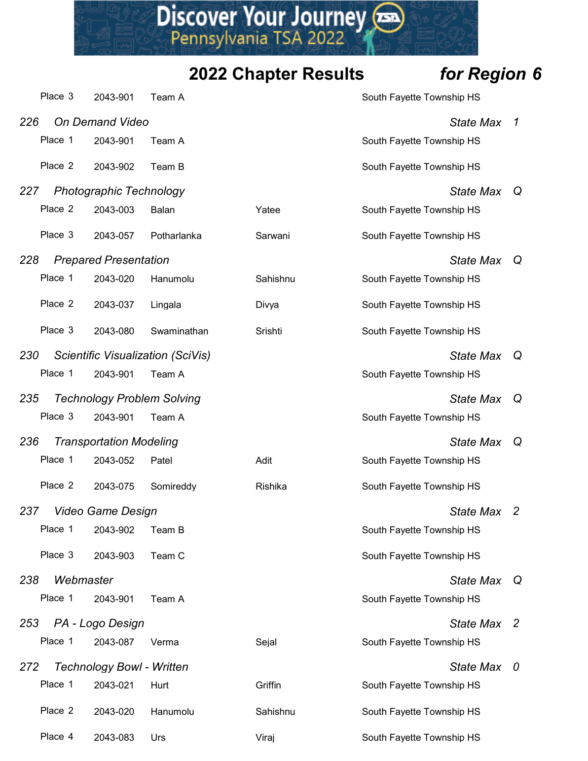| | | | | |
|---|---|---|---|---|
| Place 3 | 2043-901 | Team A | | South Fayette Township HS |

**226 On Demand Video** — State Max 1

| | | | | |
|---|---|---|---|---|
| Place 1 | 2043-901 | Team A | | South Fayette Township HS |
| Place 2 | 2043-902 | Team B | | South Fayette Township HS |

**227 Photographic Technology** — State Max Q

| | | | | |
|---|---|---|---|---|
| Place 2 | 2043-003 | Balan | Yatee | South Fayette Township HS |
| Place 3 | 2043-057 | Potharlanka | Sarwani | South Fayette Township HS |

**228 Prepared Presentation** — State Max Q

| | | | | |
|---|---|---|---|---|
| Place 1 | 2043-020 | Hanumolu | Sahishnu | South Fayette Township HS |
| Place 2 | 2043-037 | Lingala | Divya | South Fayette Township HS |
| Place 3 | 2043-080 | Swaminathan | Srishti | South Fayette Township HS |

**230 Scientific Visualization (SciVis)** — State Max Q

| | | | | |
|---|---|---|---|---|
| Place 1 | 2043-901 | Team A | | South Fayette Township HS |

**235 Technology Problem Solving** — State Max Q

| | | | | |
|---|---|---|---|---|
| Place 3 | 2043-901 | Team A | | South Fayette Township HS |

**236 Transportation Modeling** — State Max Q

| | | | | |
|---|---|---|---|---|
| Place 1 | 2043-052 | Patel | Adit | South Fayette Township HS |
| Place 2 | 2043-075 | Somireddy | Rishika | South Fayette Township HS |

**237 Video Game Design** — State Max 2

| | | | | |
|---|---|---|---|---|
| Place 1 | 2043-902 | Team B | | South Fayette Township HS |
| Place 3 | 2043-903 | Team C | | South Fayette Township HS |

**238 Webmaster** — State Max Q

| | | | | |
|---|---|---|---|---|
| Place 1 | 2043-901 | Team A | | South Fayette Township HS |

**253 PA - Logo Design** — State Max 2

| | | | | |
|---|---|---|---|---|
| Place 1 | 2043-087 | Verma | Sejal | South Fayette Township HS |

**272 Technology Bowl - Written** — State Max 0

| | | | | |
|---|---|---|---|---|
| Place 1 | 2043-021 | Hurt | Griffin | South Fayette Township HS |
| Place 2 | 2043-020 | Hanumolu | Sahishnu | South Fayette Township HS |
| Place 4 | 2043-083 | Urs | Viraj | South Fayette Township HS |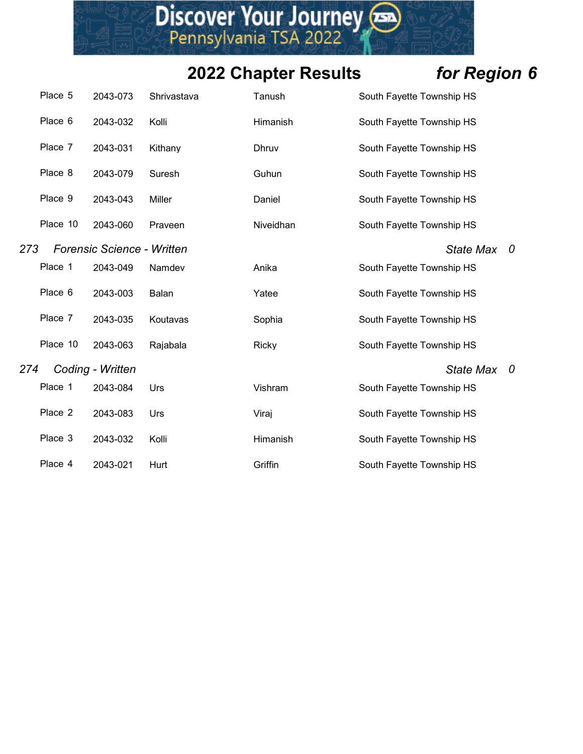## 2022 Chapter Results *for Region 6*

| Place | ID | Last Name | First Name | School |
|---|---|---|---|---|
| Place 5 | 2043-073 | Shrivastava | Tanush | South Fayette Township HS |
| Place 6 | 2043-032 | Kolli | Himanish | South Fayette Township HS |
| Place 7 | 2043-031 | Kithany | Dhruv | South Fayette Township HS |
| Place 8 | 2043-079 | Suresh | Guhun | South Fayette Township HS |
| Place 9 | 2043-043 | Miller | Daniel | South Fayette Township HS |
| Place 10 | 2043-060 | Praveen | Niveidhan | South Fayette Township HS |

### *273 Forensic Science - Written* — *State Max 0*

| Place | ID | Last Name | First Name | School |
|---|---|---|---|---|
| Place 1 | 2043-049 | Namdev | Anika | South Fayette Township HS |
| Place 6 | 2043-003 | Balan | Yatee | South Fayette Township HS |
| Place 7 | 2043-035 | Koutavas | Sophia | South Fayette Township HS |
| Place 10 | 2043-063 | Rajabala | Ricky | South Fayette Township HS |

### *274 Coding - Written* — *State Max 0*

| Place | ID | Last Name | First Name | School |
|---|---|---|---|---|
| Place 1 | 2043-084 | Urs | Vishram | South Fayette Township HS |
| Place 2 | 2043-083 | Urs | Viraj | South Fayette Township HS |
| Place 3 | 2043-032 | Kolli | Himanish | South Fayette Township HS |
| Place 4 | 2043-021 | Hurt | Griffin | South Fayette Township HS |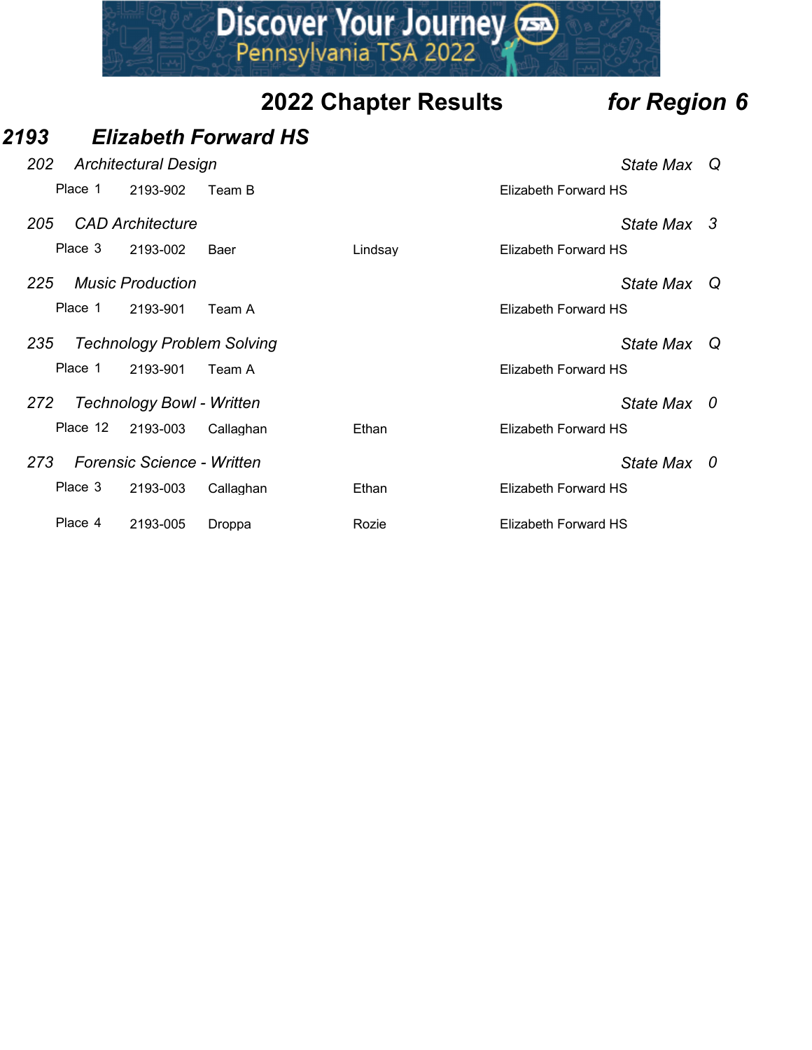## 2022 Chapter Results *for Region 6*

# *2193 Elizabeth Forward HS*

### *202 Architectural Design* — *State Max Q*

| Place | ID | Last Name | First Name | School |
|---|---|---|---|---|
| Place 1 | 2193-902 | Team B | | Elizabeth Forward HS |

### *205 CAD Architecture* — *State Max 3*

| Place | ID | Last Name | First Name | School |
|---|---|---|---|---|
| Place 3 | 2193-002 | Baer | Lindsay | Elizabeth Forward HS |

### *225 Music Production* — *State Max Q*

| Place | ID | Last Name | First Name | School |
|---|---|---|---|---|
| Place 1 | 2193-901 | Team A | | Elizabeth Forward HS |

### *235 Technology Problem Solving* — *State Max Q*

| Place | ID | Last Name | First Name | School |
|---|---|---|---|---|
| Place 1 | 2193-901 | Team A | | Elizabeth Forward HS |

### *272 Technology Bowl - Written* — *State Max 0*

| Place | ID | Last Name | First Name | School |
|---|---|---|---|---|
| Place 12 | 2193-003 | Callaghan | Ethan | Elizabeth Forward HS |

### *273 Forensic Science - Written* — *State Max 0*

| Place | ID | Last Name | First Name | School |
|---|---|---|---|---|
| Place 3 | 2193-003 | Callaghan | Ethan | Elizabeth Forward HS |
| Place 4 | 2193-005 | Droppa | Rozie | Elizabeth Forward HS |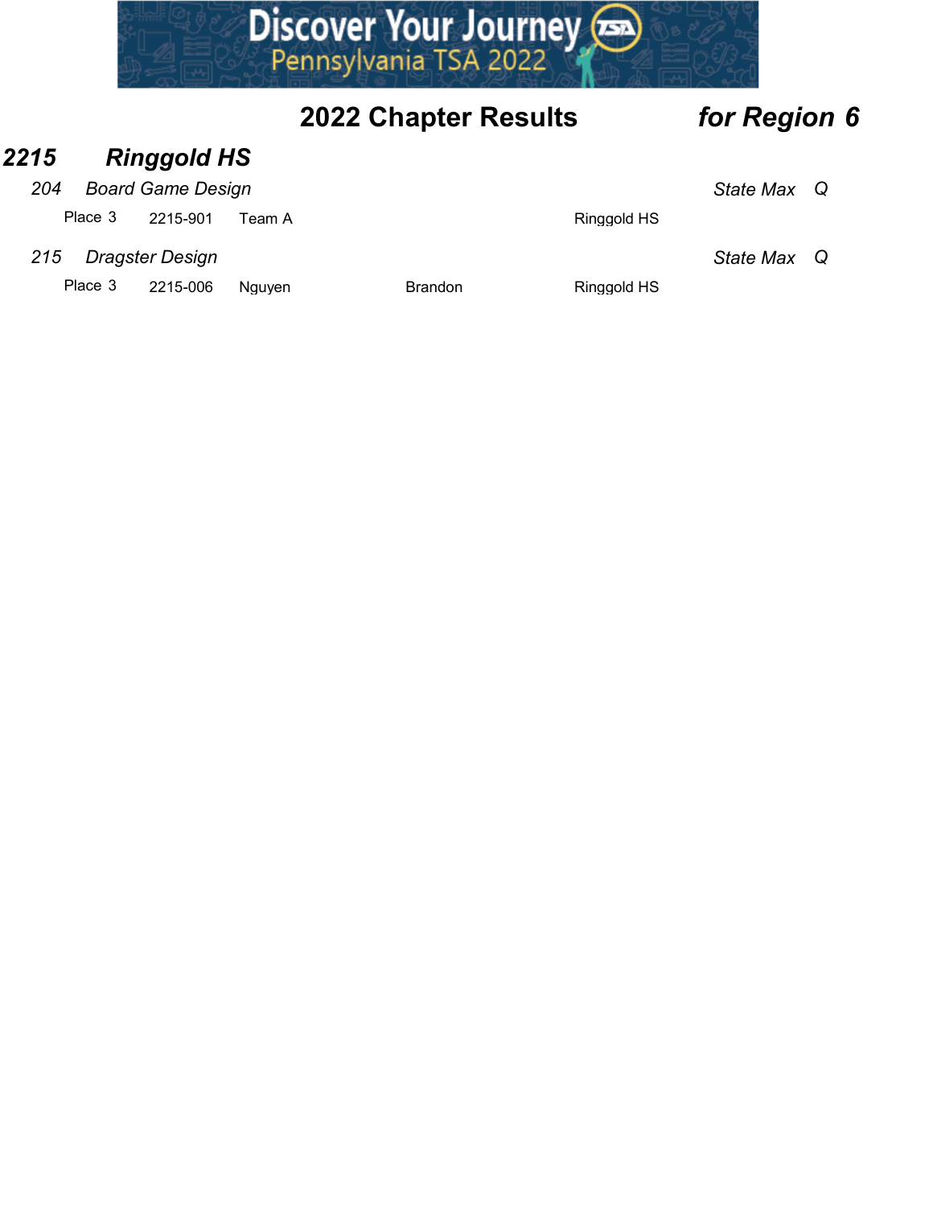## 2022 Chapter Results for Region 6

### 2215 Ringgold HS

*204 Board Game Design* — *State Max Q*

| Place | ID | Name | | School |
|---|---|---|---|---|
| Place 3 | 2215-901 | Team A | | Ringgold HS |

*215 Dragster Design* — *State Max Q*

| Place | ID | Last Name | First Name | School |
|---|---|---|---|---|
| Place 3 | 2215-006 | Nguyen | Brandon | Ringgold HS |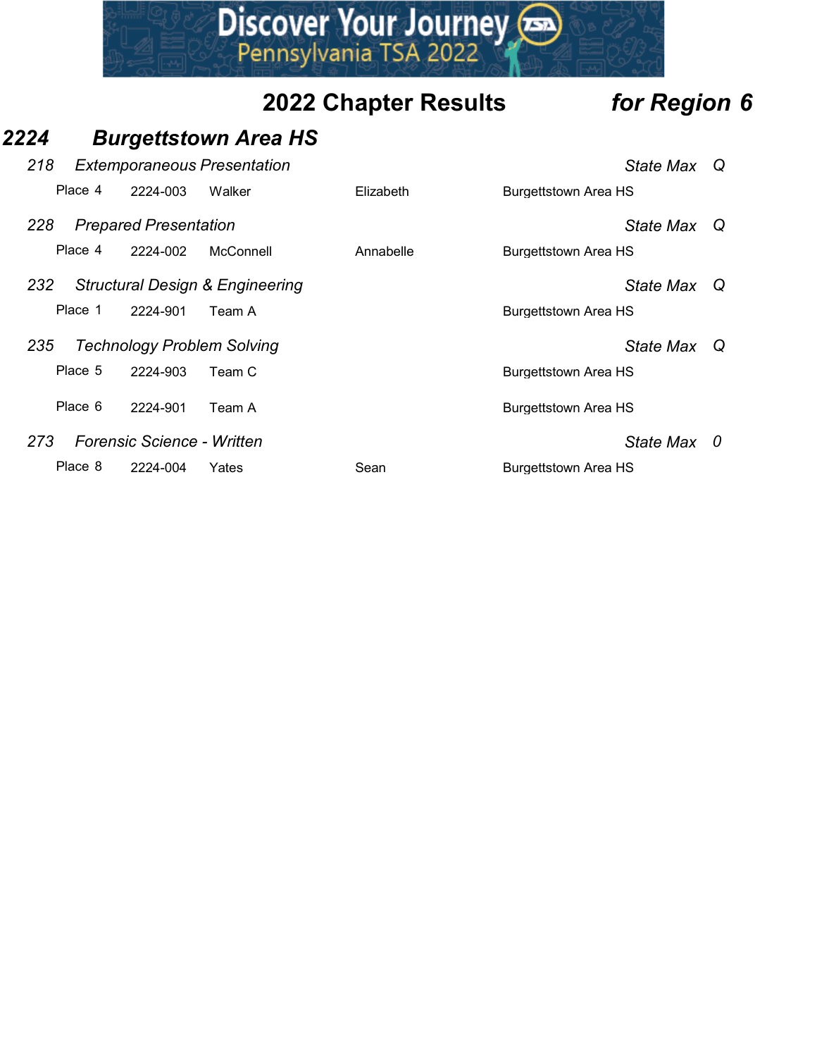# 2022 Chapter Results *for Region 6*

## *2224 Burgettstown Area HS*

*218 Extemporaneous Presentation* — *State Max Q*

| | | | | |
|---|---|---|---|---|
| Place 4 | 2224-003 | Walker | Elizabeth | Burgettstown Area HS |

*228 Prepared Presentation* — *State Max Q*

| | | | | |
|---|---|---|---|---|
| Place 4 | 2224-002 | McConnell | Annabelle | Burgettstown Area HS |

*232 Structural Design & Engineering* — *State Max Q*

| | | | | |
|---|---|---|---|---|
| Place 1 | 2224-901 | Team A | | Burgettstown Area HS |

*235 Technology Problem Solving* — *State Max Q*

| | | | | |
|---|---|---|---|---|
| Place 5 | 2224-903 | Team C | | Burgettstown Area HS |
| Place 6 | 2224-901 | Team A | | Burgettstown Area HS |

*273 Forensic Science - Written* — *State Max 0*

| | | | | |
|---|---|---|---|---|
| Place 8 | 2224-004 | Yates | Sean | Burgettstown Area HS |